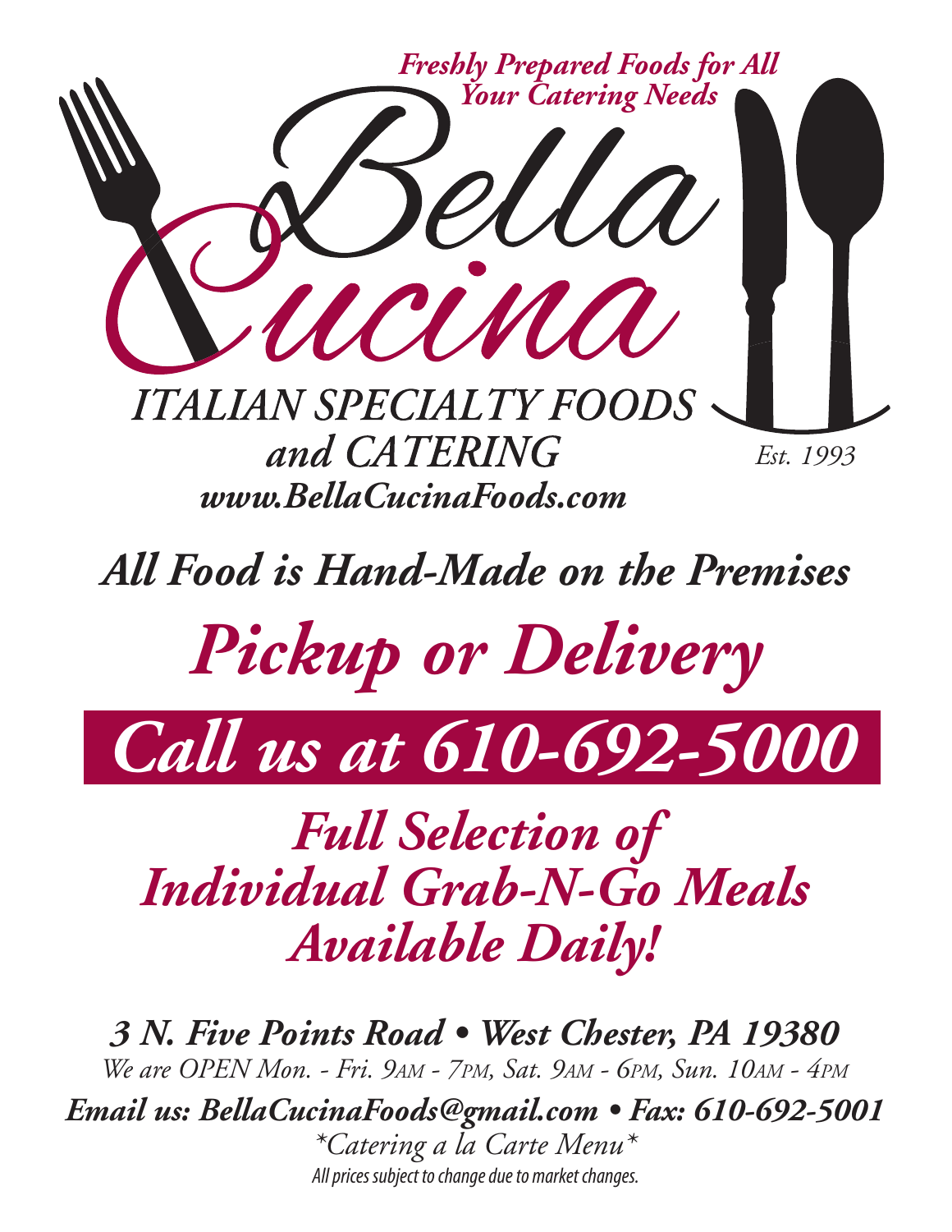*Freshly Prepared Foods for All Your Catering Needs*

# Bella Cucina

*ITALIAN SPECIALTY FOODS and CATERING*

*Est. 1993*

***www.BellaCucinaFoods.com***

## *All Food is Hand-Made on the Premises*

# *Pickup or Delivery*

# *Call us at 610-692-5000*

## *Full Selection of Individual Grab-N-Go Meals Available Daily!*

***3 N. Five Points Road • West Chester, PA 19380***

*We are OPEN Mon. - Fri. 9AM - 7PM, Sat. 9AM - 6PM, Sun. 10AM - 4PM*

***Email us: BellaCucinaFoods@gmail.com • Fax: 610-692-5001***

*\*Catering a la Carte Menu\**

*All prices subject to change due to market changes.*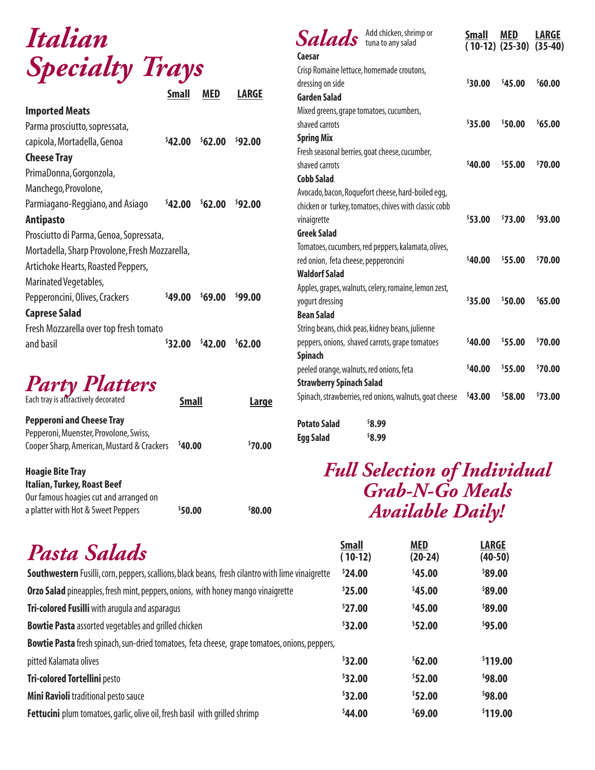# Italian Specialty Trays

| | Small | MED | LARGE |
|---|---|---|---|
| **Imported Meats**<br>Parma prosciutto, sopressata, capicola, Mortadella, Genoa | $42.00 | $62.00 | $92.00 |
| **Cheese Tray**<br>PrimaDonna, Gorgonzola, Manchego, Provolone, Parmiagano-Reggiano, and Asiago | $42.00 | $62.00 | $92.00 |
| **Antipasto**<br>Prosciutto di Parma, Genoa, Sopressata, Mortadella, Sharp Provolone, Fresh Mozzarella, Artichoke Hearts, Roasted Peppers, Marinated Vegetables, Pepperoncini, Olives, Crackers | $49.00 | $69.00 | $99.00 |
| **Caprese Salad**<br>Fresh Mozzarella over top fresh tomato and basil | $32.00 | $42.00 | $62.00 |

# Party Platters

Each tray is attractively decorated

| | Small | Large |
|---|---|---|
| **Pepperoni and Cheese Tray**<br>Pepperoni, Muenster, Provolone, Swiss, Cooper Sharp, American, Mustard & Crackers | $40.00 | $70.00 |
| **Hoagie Bite Tray**<br>**Italian, Turkey, Roast Beef**<br>Our famous hoagies cut and arranged on a platter with Hot & Sweet Peppers | $50.00 | $80.00 |

# Salads

Add chicken, shrimp or tuna to any salad

| | Small (10-12) | MED (25-30) | LARGE (35-40) |
|---|---|---|---|
| **Caesar**<br>Crisp Romaine lettuce, homemade croutons, dressing on side | $30.00 | $45.00 | $60.00 |
| **Garden Salad**<br>Mixed greens, grape tomatoes, cucumbers, shaved carrots | $35.00 | $50.00 | $65.00 |
| **Spring Mix**<br>Fresh seasonal berries, goat cheese, cucumber, shaved carrots | $40.00 | $55.00 | $70.00 |
| **Cobb Salad**<br>Avocado, bacon, Roquefort cheese, hard-boiled egg, chicken or turkey, tomatoes, chives with classic cobb vinaigrette | $53.00 | $73.00 | $93.00 |
| **Greek Salad**<br>Tomatoes, cucumbers, red peppers, kalamata, olives, red onion, feta cheese, pepperoncini | $40.00 | $55.00 | $70.00 |
| **Waldorf Salad**<br>Apples, grapes, walnuts, celery, romaine, lemon zest, yogurt dressing | $35.00 | $50.00 | $65.00 |
| **Bean Salad**<br>String beans, chick peas, kidney beans, julienne peppers, onions, shaved carrots, grape tomatoes | $40.00 | $55.00 | $70.00 |
| **Spinach**<br>peeled orange, walnuts, red onions, feta | $40.00 | $55.00 | $70.00 |
| **Strawberry Spinach Salad**<br>Spinach, strawberries, red onions, walnuts, goat cheese | $43.00 | $58.00 | $73.00 |

| | |
|---|---|
| **Potato Salad** | $8.99 |
| **Egg Salad** | $8.99 |

## Full Selection of Individual Grab-N-Go Meals Available Daily!

# Pasta Salads

| | Small (10-12) | MED (20-24) | LARGE (40-50) |
|---|---|---|---|
| **Southwestern** Fusilli, corn, peppers, scallions, black beans, fresh cilantro with lime vinaigrette | $24.00 | $45.00 | $89.00 |
| **Orzo Salad** pineapples, fresh mint, peppers, onions, with honey mango vinaigrette | $25.00 | $45.00 | $89.00 |
| **Tri-colored Fusilli** with arugula and asparagus | $27.00 | $45.00 | $89.00 |
| **Bowtie Pasta** assorted vegetables and grilled chicken | $32.00 | $52.00 | $95.00 |
| **Bowtie Pasta** fresh spinach, sun-dried tomatoes, feta cheese, grape tomatoes, onions, peppers, pitted Kalamata olives | $32.00 | $62.00 | $119.00 |
| **Tri-colored Tortellini** pesto | $32.00 | $52.00 | $98.00 |
| **Mini Ravioli** traditional pesto sauce | $32.00 | $52.00 | $98.00 |
| **Fettucini** plum tomatoes, garlic, olive oil, fresh basil with grilled shrimp | $44.00 | $69.00 | $119.00 |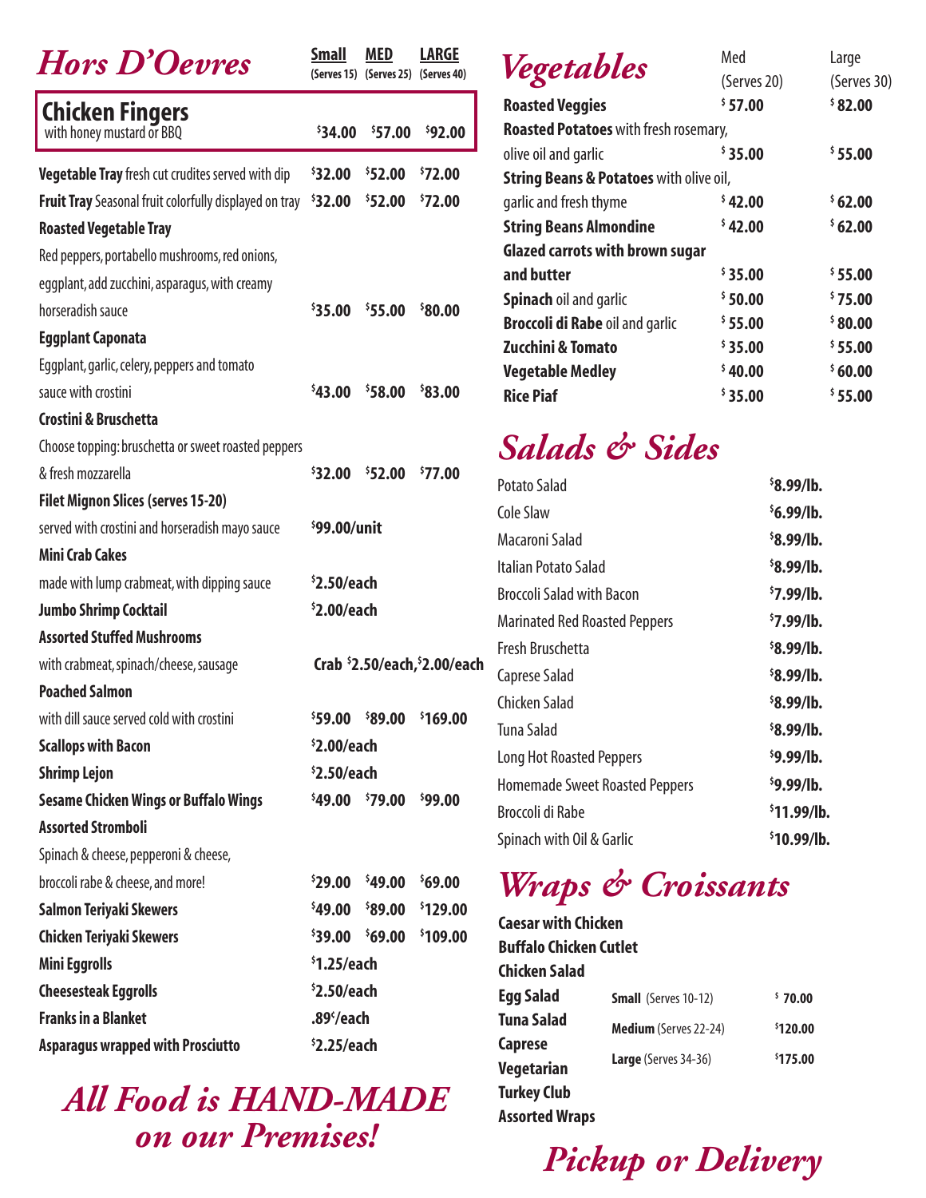# *Hors D'Oevres*

| Item | Small (Serves 15) | MED (Serves 25) | LARGE (Serves 40) |
|---|---|---|---|
| **Chicken Fingers** with honey mustard or BBQ | $34.00 | $57.00 | $92.00 |
| **Vegetable Tray** fresh cut crudites served with dip | $32.00 | $52.00 | $72.00 |
| **Fruit Tray** Seasonal fruit colorfully displayed on tray | $32.00 | $52.00 | $72.00 |
| **Roasted Vegetable Tray** Red peppers, portabello mushrooms, red onions, eggplant, add zucchini, asparagus, with creamy horseradish sauce | $35.00 | $55.00 | $80.00 |
| **Eggplant Caponata** Eggplant, garlic, celery, peppers and tomato sauce with crostini | $43.00 | $58.00 | $83.00 |
| **Crostini & Bruschetta** Choose topping: bruschetta or sweet roasted peppers & fresh mozzarella | $32.00 | $52.00 | $77.00 |
| **Filet Mignon Slices (serves 15-20)** served with crostini and horseradish mayo sauce | $99.00/unit | | |
| **Mini Crab Cakes** made with lump crabmeat, with dipping sauce | $2.50/each | | |
| **Jumbo Shrimp Cocktail** | $2.00/each | | |
| **Assorted Stuffed Mushrooms** with crabmeat, spinach/cheese, sausage | Crab $2.50/each, $2.00/each | | |
| **Poached Salmon** with dill sauce served cold with crostini | $59.00 | $89.00 | $169.00 |
| **Scallops with Bacon** | $2.00/each | | |
| **Shrimp Lejon** | $2.50/each | | |
| **Sesame Chicken Wings or Buffalo Wings** | $49.00 | $79.00 | $99.00 |
| **Assorted Stromboli** Spinach & cheese, pepperoni & cheese, broccoli rabe & cheese, and more! | $29.00 | $49.00 | $69.00 |
| **Salmon Teriyaki Skewers** | $49.00 | $89.00 | $129.00 |
| **Chicken Teriyaki Skewers** | $39.00 | $69.00 | $109.00 |
| **Mini Eggrolls** | $1.25/each | | |
| **Cheesesteak Eggrolls** | $2.50/each | | |
| **Franks in a Blanket** | .89¢/each | | |
| **Asparagus wrapped with Prosciutto** | $2.25/each | | |

## *All Food is HAND-MADE on our Premises!*

# *Vegetables*

| Item | Med (Serves 20) | Large (Serves 30) |
|---|---|---|
| **Roasted Veggies** | $57.00 | $82.00 |
| **Roasted Potatoes** with fresh rosemary, olive oil and garlic | $35.00 | $55.00 |
| **String Beans & Potatoes** with olive oil, garlic and fresh thyme | $42.00 | $62.00 |
| **String Beans Almondine** | $42.00 | $62.00 |
| **Glazed carrots with brown sugar and butter** | $35.00 | $55.00 |
| **Spinach** oil and garlic | $50.00 | $75.00 |
| **Broccoli di Rabe** oil and garlic | $55.00 | $80.00 |
| **Zucchini & Tomato** | $35.00 | $55.00 |
| **Vegetable Medley** | $40.00 | $60.00 |
| **Rice Piaf** | $35.00 | $55.00 |

# *Salads & Sides*

| Item | Price |
|---|---|
| Potato Salad | $8.99/lb. |
| Cole Slaw | $6.99/lb. |
| Macaroni Salad | $8.99/lb. |
| Italian Potato Salad | $8.99/lb. |
| Broccoli Salad with Bacon | $7.99/lb. |
| Marinated Red Roasted Peppers | $7.99/lb. |
| Fresh Bruschetta | $8.99/lb. |
| Caprese Salad | $8.99/lb. |
| Chicken Salad | $8.99/lb. |
| Tuna Salad | $8.99/lb. |
| Long Hot Roasted Peppers | $9.99/lb. |
| Homemade Sweet Roasted Peppers | $9.99/lb. |
| Broccoli di Rabe | $11.99/lb. |
| Spinach with Oil & Garlic | $10.99/lb. |

# *Wraps & Croissants*

**Caesar with Chicken**
**Buffalo Chicken Cutlet**
**Chicken Salad**
**Egg Salad**
**Tuna Salad**
**Caprese**
**Vegetarian**
**Turkey Club**
**Assorted Wraps**

| Size | Price |
|---|---|
| **Small** (Serves 10-12) | $70.00 |
| **Medium** (Serves 22-24) | $120.00 |
| **Large** (Serves 34-36) | $175.00 |

## *Pickup or Delivery*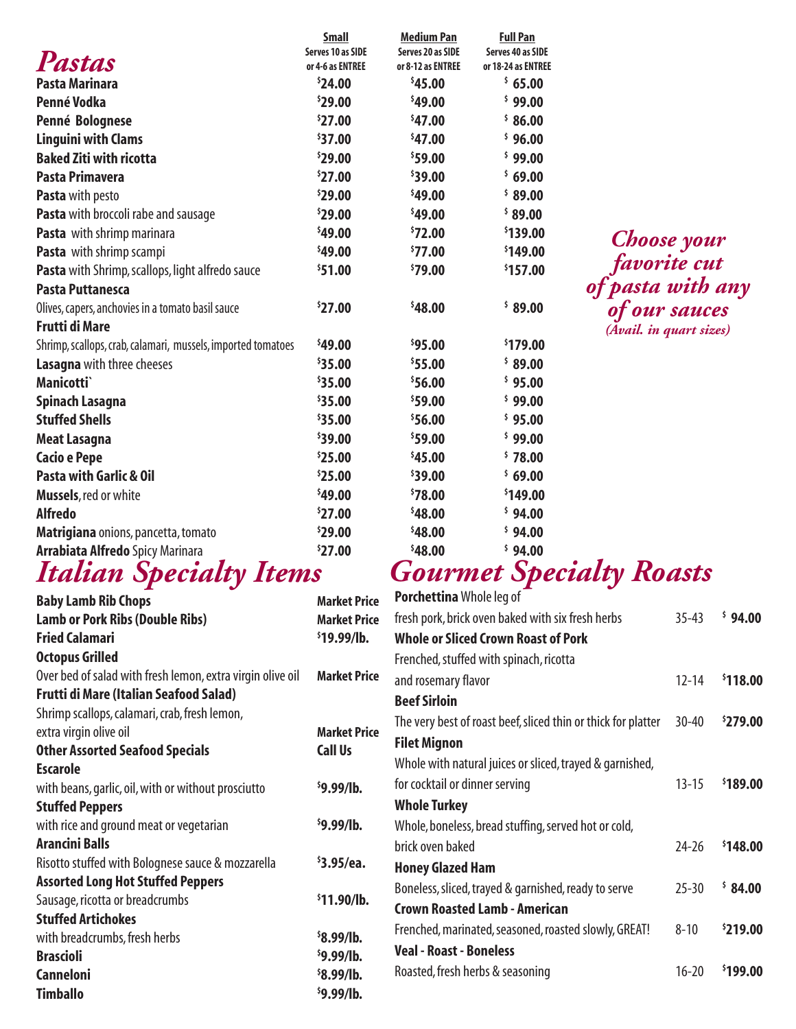# Pastas

| | Small Serves 10 as SIDE or 4-6 as ENTREE | Medium Pan Serves 20 as SIDE or 8-12 as ENTREE | Full Pan Serves 40 as SIDE or 18-24 as ENTREE |
|---|---|---|---|
| **Pasta Marinara** | $24.00 | $45.00 | $ 65.00 |
| **Penné Vodka** | $29.00 | $49.00 | $ 99.00 |
| **Penné Bolognese** | $27.00 | $47.00 | $ 86.00 |
| **Linguini with Clams** | $37.00 | $47.00 | $ 96.00 |
| **Baked Ziti with ricotta** | $29.00 | $59.00 | $ 99.00 |
| **Pasta Primavera** | $27.00 | $39.00 | $ 69.00 |
| **Pasta** with pesto | $29.00 | $49.00 | $ 89.00 |
| **Pasta** with broccoli rabe and sausage | $29.00 | $49.00 | $ 89.00 |
| **Pasta** with shrimp marinara | $49.00 | $72.00 | $139.00 |
| **Pasta** with shrimp scampi | $49.00 | $77.00 | $149.00 |
| **Pasta** with Shrimp, scallops, light alfredo sauce | $51.00 | $79.00 | $157.00 |
| **Pasta Puttanesca** Olives, capers, anchovies in a tomato basil sauce | $27.00 | $48.00 | $ 89.00 |
| **Frutti di Mare** Shrimp, scallops, crab, calamari, mussels, imported tomatoes | $49.00 | $95.00 | $179.00 |
| **Lasagna** with three cheeses | $35.00 | $55.00 | $ 89.00 |
| **Manicotti`** | $35.00 | $56.00 | $ 95.00 |
| **Spinach Lasagna** | $35.00 | $59.00 | $ 99.00 |
| **Stuffed Shells** | $35.00 | $56.00 | $ 95.00 |
| **Meat Lasagna** | $39.00 | $59.00 | $ 99.00 |
| **Cacio e Pepe** | $25.00 | $45.00 | $ 78.00 |
| **Pasta with Garlic & Oil** | $25.00 | $39.00 | $ 69.00 |
| **Mussels**, red or white | $49.00 | $78.00 | $149.00 |
| **Alfredo** | $27.00 | $48.00 | $ 94.00 |
| **Matrigiana** onions, pancetta, tomato | $29.00 | $48.00 | $ 94.00 |
| **Arrabiata Alfredo** Spicy Marinara | $27.00 | $48.00 | $ 94.00 |

*Choose your favorite cut of pasta with any of our sauces*
*(Avail. in quart sizes)*

# Italian Specialty Items

| Item | Price |
|---|---|
| **Baby Lamb Rib Chops** | Market Price |
| **Lamb or Pork Ribs (Double Ribs)** | Market Price |
| **Fried Calamari** | $19.99/lb. |
| **Octopus Grilled** Over bed of salad with fresh lemon, extra virgin olive oil | Market Price |
| **Frutti di Mare (Italian Seafood Salad)** Shrimp scallops, calamari, crab, fresh lemon, extra virgin olive oil | Market Price |
| **Other Assorted Seafood Specials** | Call Us |
| **Escarole** with beans, garlic, oil, with or without prosciutto | $9.99/lb. |
| **Stuffed Peppers** with rice and ground meat or vegetarian | $9.99/lb. |
| **Arancini Balls** Risotto stuffed with Bolognese sauce & mozzarella | $3.95/ea. |
| **Assorted Long Hot Stuffed Peppers** Sausage, ricotta or breadcrumbs | $11.90/lb. |
| **Stuffed Artichokes** with breadcrumbs, fresh herbs | $8.99/lb. |
| **Brascioli** | $9.99/lb. |
| **Canneloni** | $8.99/lb. |
| **Timballo** | $9.99/lb. |

# Gourmet Specialty Roasts

| Item | Serves | Price |
|---|---|---|
| **Porchettina** Whole leg of fresh pork, brick oven baked with six fresh herbs | 35-43 | $ 94.00 |
| **Whole or Sliced Crown Roast of Pork** Frenched, stuffed with spinach, ricotta and rosemary flavor | 12-14 | $118.00 |
| **Beef Sirloin** The very best of roast beef, sliced thin or thick for platter | 30-40 | $279.00 |
| **Filet Mignon** Whole with natural juices or sliced, trayed & garnished, for cocktail or dinner serving | 13-15 | $189.00 |
| **Whole Turkey** Whole, boneless, bread stuffing, served hot or cold, brick oven baked | 24-26 | $148.00 |
| **Honey Glazed Ham** Boneless, sliced, trayed & garnished, ready to serve | 25-30 | $ 84.00 |
| **Crown Roasted Lamb - American** Frenched, marinated, seasoned, roasted slowly, GREAT! | 8-10 | $219.00 |
| **Veal - Roast - Boneless** Roasted, fresh herbs & seasoning | 16-20 | $199.00 |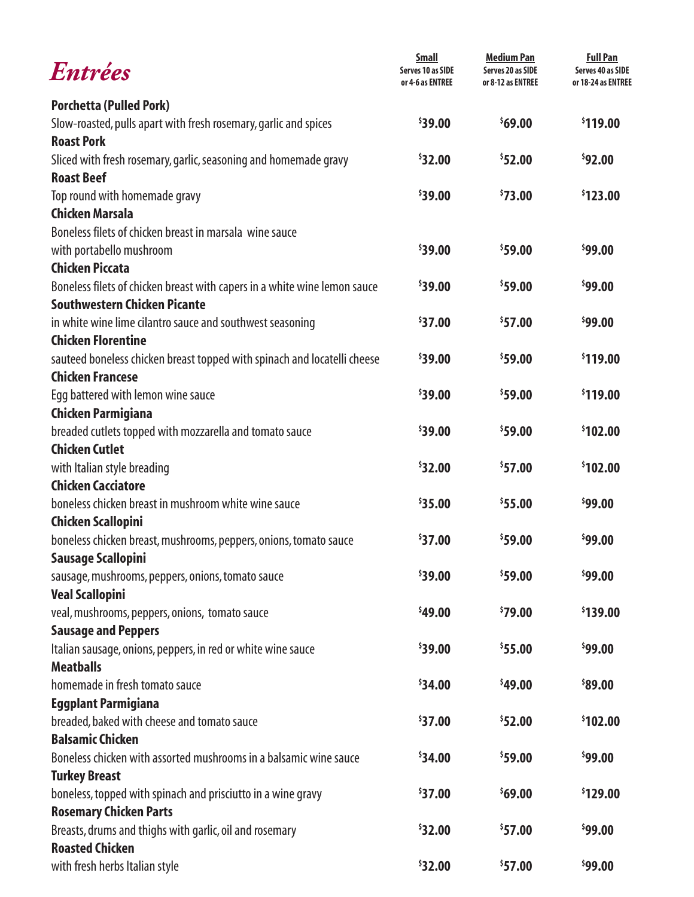# *Entrées*

| Item | Small<br>Serves 10 as SIDE or 4-6 as ENTREE | Medium Pan<br>Serves 20 as SIDE or 8-12 as ENTREE | Full Pan<br>Serves 40 as SIDE or 18-24 as ENTREE |
|---|---|---|---|
| **Porchetta (Pulled Pork)**<br>Slow-roasted, pulls apart with fresh rosemary, garlic and spices | $39.00 | $69.00 | $119.00 |
| **Roast Pork**<br>Sliced with fresh rosemary, garlic, seasoning and homemade gravy | $32.00 | $52.00 | $92.00 |
| **Roast Beef**<br>Top round with homemade gravy | $39.00 | $73.00 | $123.00 |
| **Chicken Marsala**<br>Boneless filets of chicken breast in marsala wine sauce with portabello mushroom | $39.00 | $59.00 | $99.00 |
| **Chicken Piccata**<br>Boneless filets of chicken breast with capers in a white wine lemon sauce | $39.00 | $59.00 | $99.00 |
| **Southwestern Chicken Picante**<br>in white wine lime cilantro sauce and southwest seasoning | $37.00 | $57.00 | $99.00 |
| **Chicken Florentine**<br>sauteed boneless chicken breast topped with spinach and locatelli cheese | $39.00 | $59.00 | $119.00 |
| **Chicken Francese**<br>Egg battered with lemon wine sauce | $39.00 | $59.00 | $119.00 |
| **Chicken Parmigiana**<br>breaded cutlets topped with mozzarella and tomato sauce | $39.00 | $59.00 | $102.00 |
| **Chicken Cutlet**<br>with Italian style breading | $32.00 | $57.00 | $102.00 |
| **Chicken Cacciatore**<br>boneless chicken breast in mushroom white wine sauce | $35.00 | $55.00 | $99.00 |
| **Chicken Scallopini**<br>boneless chicken breast, mushrooms, peppers, onions, tomato sauce | $37.00 | $59.00 | $99.00 |
| **Sausage Scallopini**<br>sausage, mushrooms, peppers, onions, tomato sauce | $39.00 | $59.00 | $99.00 |
| **Veal Scallopini**<br>veal, mushrooms, peppers, onions, tomato sauce | $49.00 | $79.00 | $139.00 |
| **Sausage and Peppers**<br>Italian sausage, onions, peppers, in red or white wine sauce | $39.00 | $55.00 | $99.00 |
| **Meatballs**<br>homemade in fresh tomato sauce | $34.00 | $49.00 | $89.00 |
| **Eggplant Parmigiana**<br>breaded, baked with cheese and tomato sauce | $37.00 | $52.00 | $102.00 |
| **Balsamic Chicken**<br>Boneless chicken with assorted mushrooms in a balsamic wine sauce | $34.00 | $59.00 | $99.00 |
| **Turkey Breast**<br>boneless, topped with spinach and prisciutto in a wine gravy | $37.00 | $69.00 | $129.00 |
| **Rosemary Chicken Parts**<br>Breasts, drums and thighs with garlic, oil and rosemary | $32.00 | $57.00 | $99.00 |
| **Roasted Chicken**<br>with fresh herbs Italian style | $32.00 | $57.00 | $99.00 |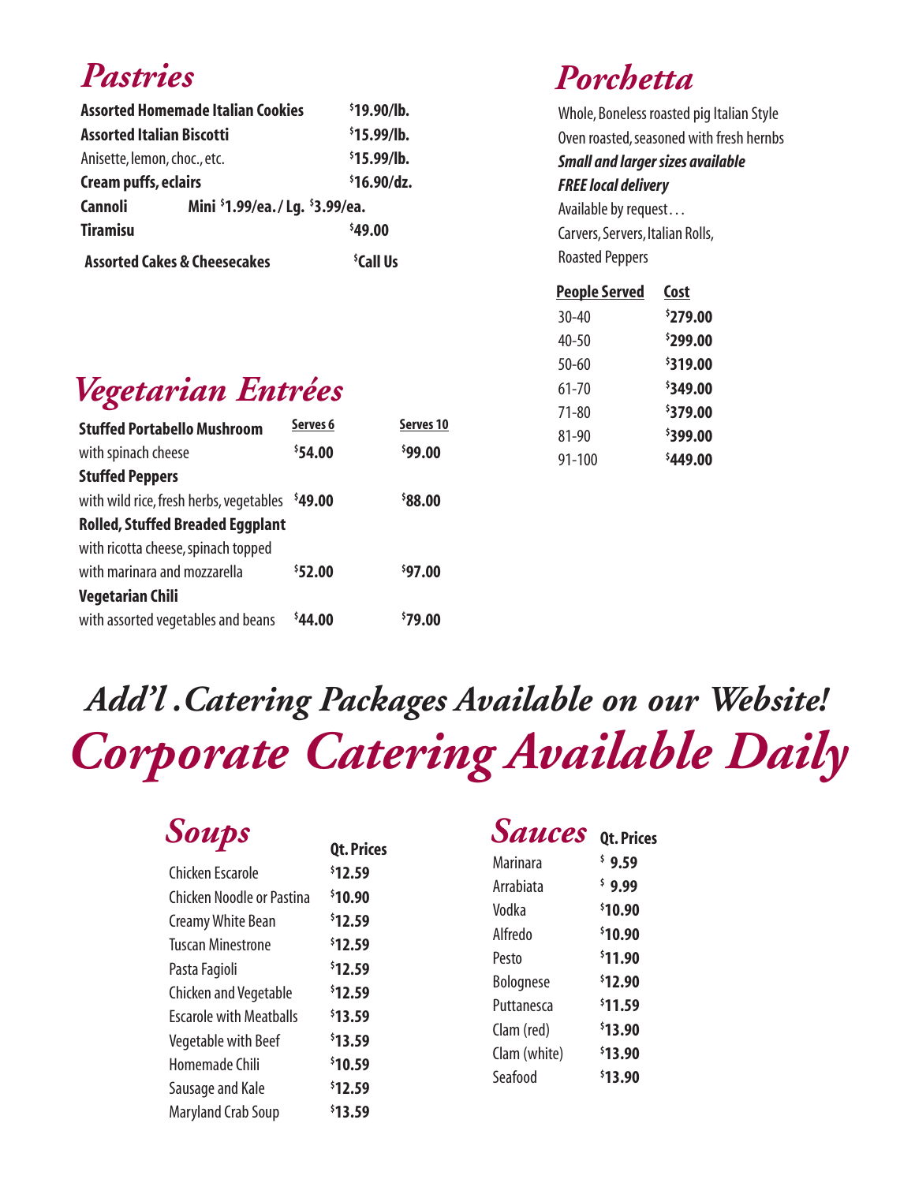## *Pastries*

| | |
|---|---|
| **Assorted Homemade Italian Cookies** | **$19.90/lb.** |
| **Assorted Italian Biscotti** | **$15.99/lb.** |
| Anisette, lemon, choc., etc. | **$15.99/lb.** |
| **Cream puffs, eclairs** | **$16.90/dz.** |
| **Cannoli** | **Mini $1.99/ea. / Lg. $3.99/ea.** |
| **Tiramisu** | **$49.00** |
| **Assorted Cakes & Cheesecakes** | **$Call Us** |

## *Vegetarian Entrées*

| | Serves 6 | Serves 10 |
|---|---|---|
| **Stuffed Portabello Mushroom** with spinach cheese | **$54.00** | **$99.00** |
| **Stuffed Peppers** with wild rice, fresh herbs, vegetables | **$49.00** | **$88.00** |
| **Rolled, Stuffed Breaded Eggplant** with ricotta cheese, spinach topped with marinara and mozzarella | **$52.00** | **$97.00** |
| **Vegetarian Chili** with assorted vegetables and beans | **$44.00** | **$79.00** |

## *Porchetta*

Whole, Boneless roasted pig Italian Style

Oven roasted, seasoned with fresh hernbs

***Small and larger sizes available***

***FREE local delivery***

Available by request…

Carvers, Servers, Italian Rolls,

Roasted Peppers

| People Served | Cost |
|---|---|
| 30-40 | **$279.00** |
| 40-50 | **$299.00** |
| 50-60 | **$319.00** |
| 61-70 | **$349.00** |
| 71-80 | **$379.00** |
| 81-90 | **$399.00** |
| 91-100 | **$449.00** |

## *Add'l .Catering Packages Available on our Website!*

# *Corporate Catering Available Daily*

## *Soups*

| | Qt. Prices |
|---|---|
| Chicken Escarole | **$12.59** |
| Chicken Noodle or Pastina | **$10.90** |
| Creamy White Bean | **$12.59** |
| Tuscan Minestrone | **$12.59** |
| Pasta Fagioli | **$12.59** |
| Chicken and Vegetable | **$12.59** |
| Escarole with Meatballs | **$13.59** |
| Vegetable with Beef | **$13.59** |
| Homemade Chili | **$10.59** |
| Sausage and Kale | **$12.59** |
| Maryland Crab Soup | **$13.59** |

## *Sauces*

| | Qt. Prices |
|---|---|
| Marinara | **$ 9.59** |
| Arrabiata | **$ 9.99** |
| Vodka | **$10.90** |
| Alfredo | **$10.90** |
| Pesto | **$11.90** |
| Bolognese | **$12.90** |
| Puttanesca | **$11.59** |
| Clam (red) | **$13.90** |
| Clam (white) | **$13.90** |
| Seafood | **$13.90** |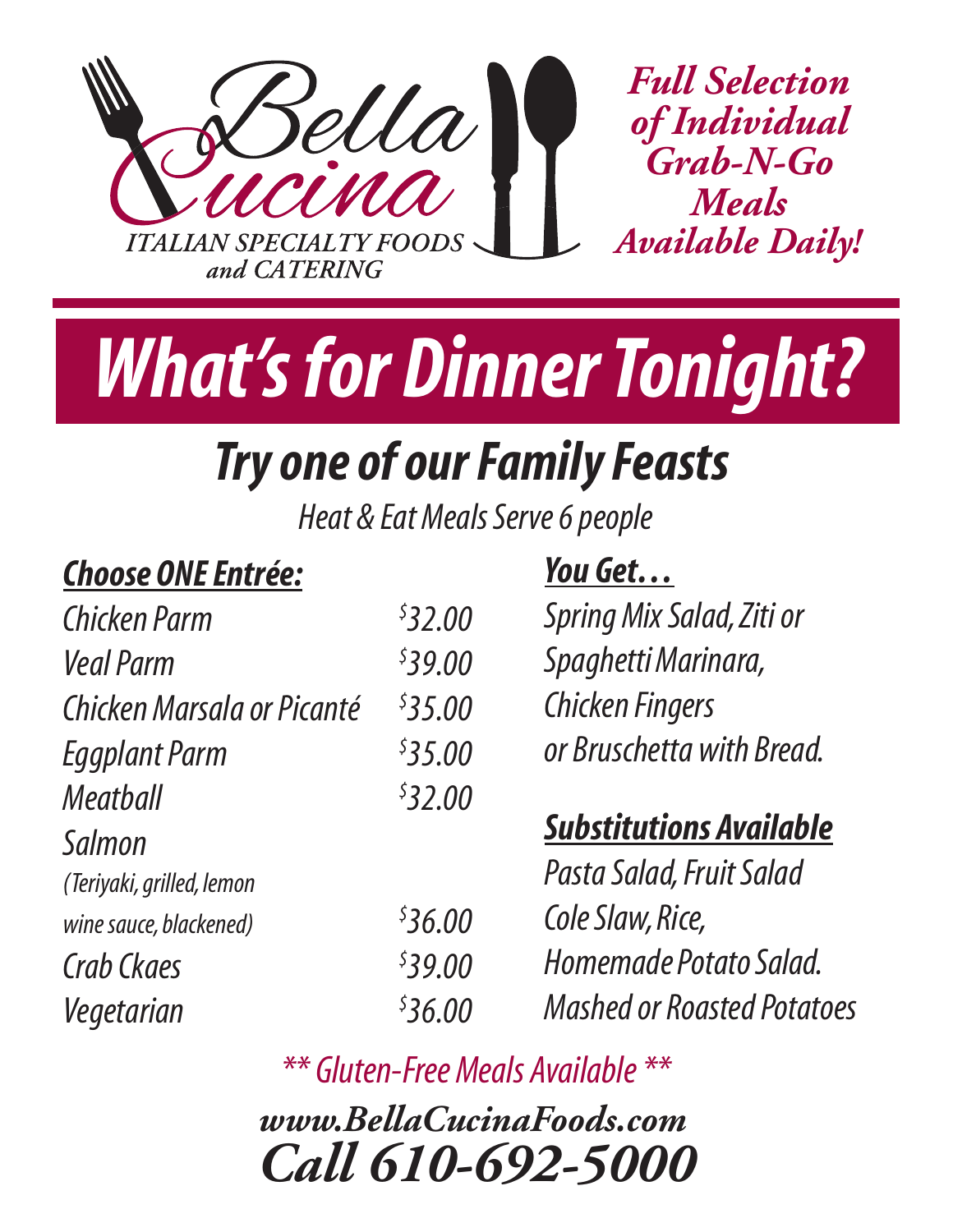# Bella Cucina

ITALIAN SPECIALTY FOODS and CATERING

***Full Selection of Individual Grab-N-Go Meals Available Daily!***

# *What's for Dinner Tonight?*

## *Try one of our Family Feasts*

*Heat & Eat Meals Serve 6 people*

### ***Choose ONE Entrée:***

| | |
|---|---|
| *Chicken Parm* | *$32.00* |
| *Veal Parm* | *$39.00* |
| *Chicken Marsala or Picanté* | *$35.00* |
| *Eggplant Parm* | *$35.00* |
| *Meatball* | *$32.00* |
| *Salmon (Teriyaki, grilled, lemon wine sauce, blackened)* | *$36.00* |
| *Crab Ckaes* | *$39.00* |
| *Vegetarian* | *$36.00* |

### ***You Get…***

*Spring Mix Salad, Ziti or Spaghetti Marinara, Chicken Fingers or Bruschetta with Bread.*

### ***Substitutions Available***

*Pasta Salad, Fruit Salad Cole Slaw, Rice, Homemade Potato Salad. Mashed or Roasted Potatoes*

*** Gluten-Free Meals Available ***

***www.BellaCucinaFoods.com***

***Call 610-692-5000***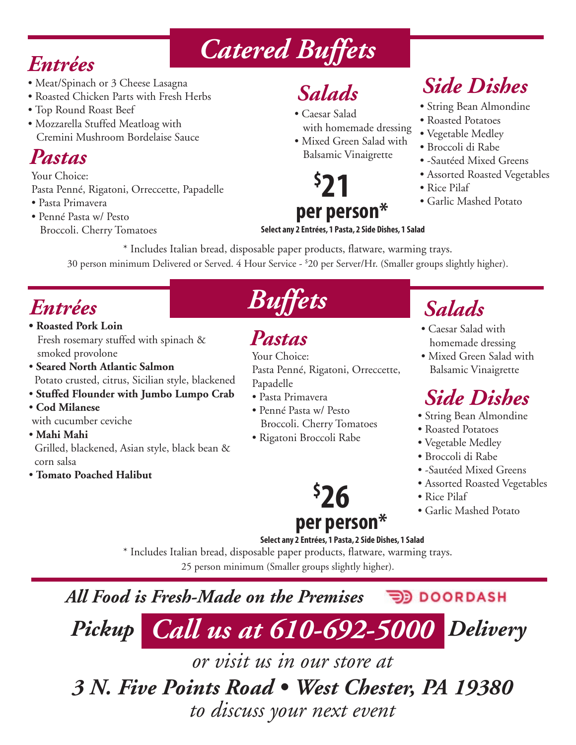# Catered Buffets

## Entrées

- Meat/Spinach or 3 Cheese Lasagna
- Roasted Chicken Parts with Fresh Herbs
- Top Round Roast Beef
- Mozzarella Stuffed Meatloag with Cremini Mushroom Bordelaise Sauce

## Pastas

Your Choice:
Pasta Penné, Rigatoni, Orreccette, Papadelle

- Pasta Primavera
- Penné Pasta w/ Pesto Broccoli. Cherry Tomatoes

## Salads

- Caesar Salad with homemade dressing
- Mixed Green Salad with Balsamic Vinaigrette

**$21 per person***

**Select any 2 Entrées, 1 Pasta, 2 Side Dishes, 1 Salad**

## Side Dishes

- String Bean Almondine
- Roasted Potatoes
- Vegetable Medley
- Broccoli di Rabe
- -Sautéed Mixed Greens
- Assorted Roasted Vegetables
- Rice Pilaf
- Garlic Mashed Potato

* Includes Italian bread, disposable paper products, flatware, warming trays.
30 person minimum Delivered or Served. 4 Hour Service - $20 per Server/Hr. (Smaller groups slightly higher).

# Buffets

## Entrées

- **Roasted Pork Loin**
  Fresh rosemary stuffed with spinach & smoked provolone
- **Seared North Atlantic Salmon**
  Potato crusted, citrus, Sicilian style, blackened
- **Stuffed Flounder with Jumbo Lumpo Crab**
- **Cod Milanese**
  with cucumber ceviche
- **Mahi Mahi**
  Grilled, blackened, Asian style, black bean & corn salsa
- **Tomato Poached Halibut**

## Pastas

Your Choice:
Pasta Penné, Rigatoni, Orreccette, Papadelle

- Pasta Primavera
- Penné Pasta w/ Pesto Broccoli. Cherry Tomatoes
- Rigatoni Broccoli Rabe

## Salads

- Caesar Salad with homemade dressing
- Mixed Green Salad with Balsamic Vinaigrette

## Side Dishes

- String Bean Almondine
- Roasted Potatoes
- Vegetable Medley
- Broccoli di Rabe
- -Sautéed Mixed Greens
- Assorted Roasted Vegetables
- Rice Pilaf
- Garlic Mashed Potato

**$26 per person***

**Select any 2 Entrées, 1 Pasta, 2 Side Dishes, 1 Salad**

* Includes Italian bread, disposable paper products, flatware, warming trays.
25 person minimum (Smaller groups slightly higher).

***All Food is Fresh-Made on the Premises*** DOORDASH

***Pickup*** ***Call us at 610-692-5000*** ***Delivery***

*or visit us in our store at*

***3 N. Five Points Road • West Chester, PA 19380***

*to discuss your next event*